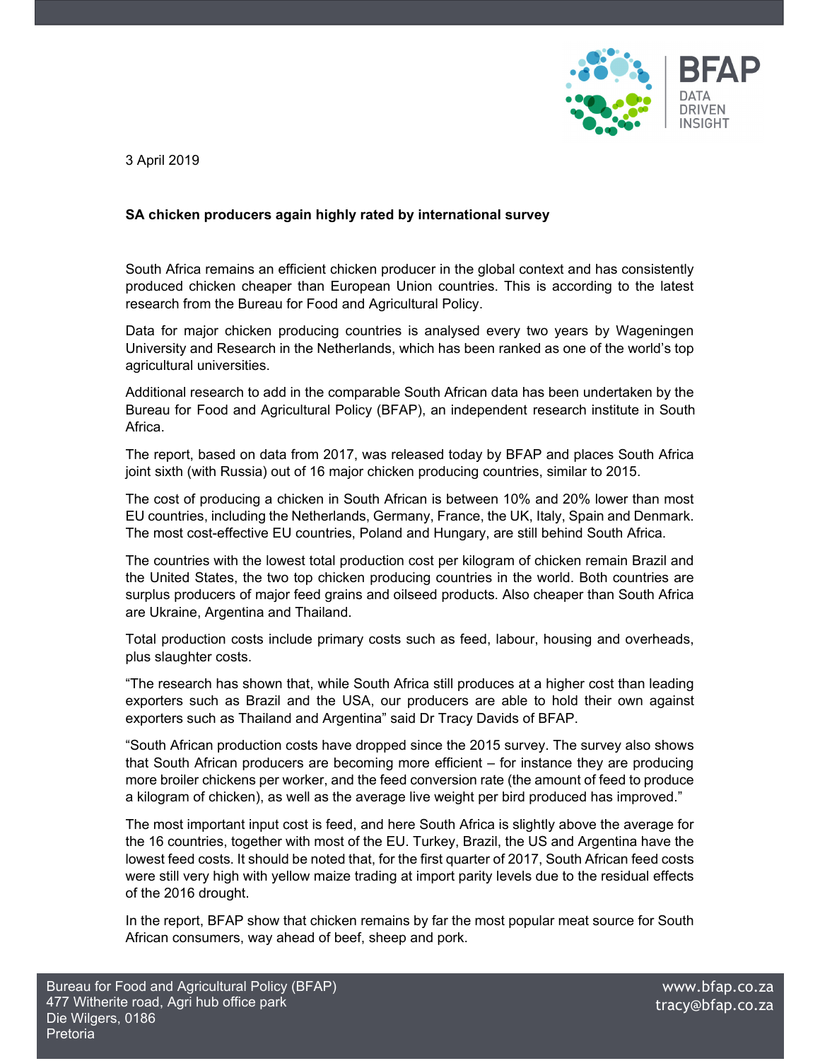3 April 2019

**SA chicken producers again highly rated by international survey**

South Africa remains an efficient chicken producer in the global context and has consistently produced chicken cheaper than European Union countries. This is according to the latest research from the Bureau for Food and Agricultural Policy.

Data for major chicken producing countries is analysed every two years by Wageningen University and Research in the Netherlands, which has been ranked as one of the world's top agricultural universities.

Additional research to add in the comparable South African data has been undertaken by the Bureau for Food and Agricultural Policy (BFAP), an independent research institute in South Africa.

The report, based on data from 2017, was released today by BFAP and places South Africa joint sixth (with Russia) out of 16 major chicken producing countries, similar to 2015.

The cost of producing a chicken in South African is between 10% and 20% lower than most EU countries, including the Netherlands, Germany, France, the UK, Italy, Spain and Denmark. The most cost-effective EU countries, Poland and Hungary, are still behind South Africa.

The countries with the lowest total production cost per kilogram of chicken remain Brazil and the United States, the two top chicken producing countries in the world. Both countries are surplus producers of major feed grains and oilseed products. Also cheaper than South Africa are Ukraine, Argentina and Thailand.

Total production costs include primary costs such as feed, labour, housing and overheads, plus slaughter costs.

"The research has shown that, while South Africa still produces at a higher cost than leading exporters such as Brazil and the USA, our producers are able to hold their own against exporters such as Thailand and Argentina" said Dr Tracy Davids of BFAP.

"South African production costs have dropped since the 2015 survey. The survey also shows that South African producers are becoming more efficient – for instance they are producing more broiler chickens per worker, and the feed conversion rate (the amount of feed to produce a kilogram of chicken), as well as the average live weight per bird produced has improved."

The most important input cost is feed, and here South Africa is slightly above the average for the 16 countries, together with most of the EU. Turkey, Brazil, the US and Argentina have the lowest feed costs. It should be noted that, for the first quarter of 2017, South African feed costs were still very high with yellow maize trading at import parity levels due to the residual effects of the 2016 drought.

In the report, BFAP show that chicken remains by far the most popular meat source for South African consumers, way ahead of beef, sheep and pork.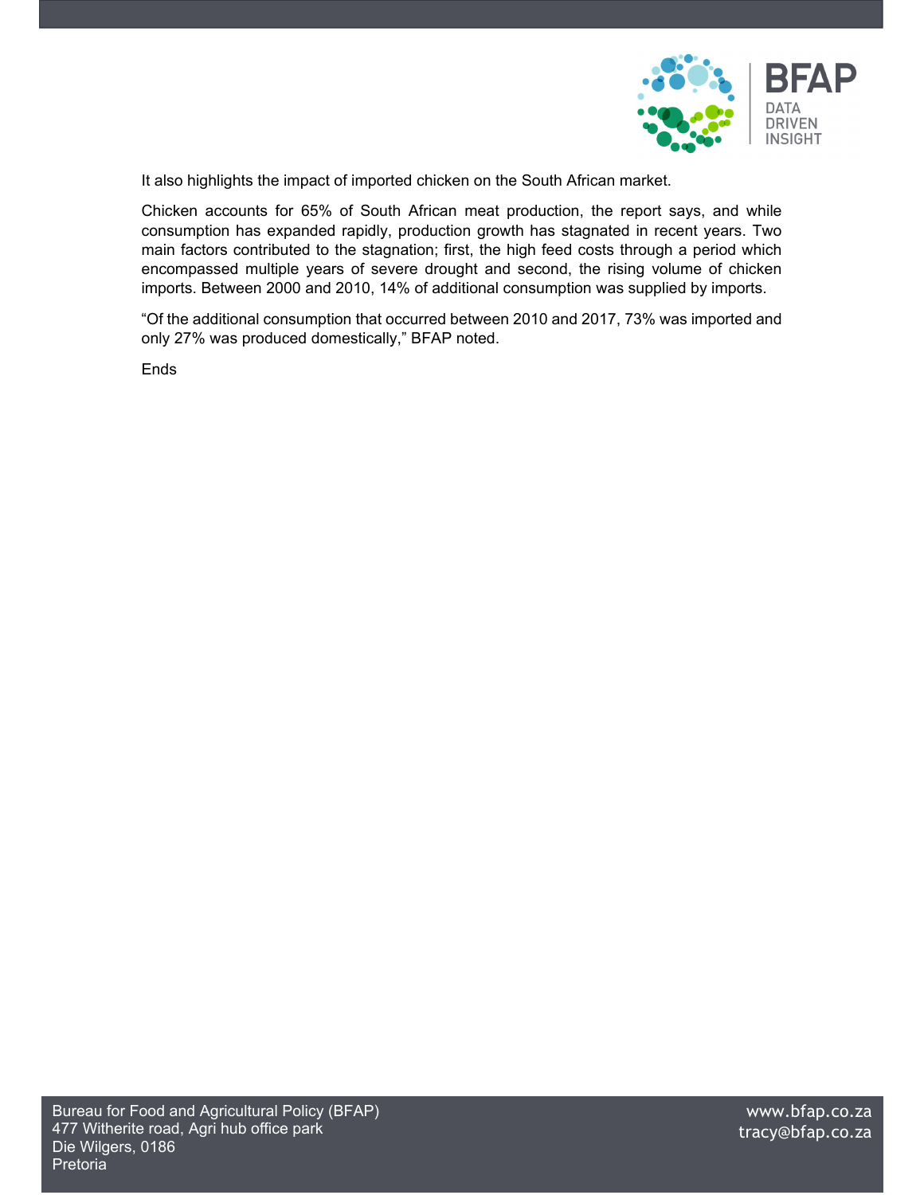It also highlights the impact of imported chicken on the South African market.

Chicken accounts for 65% of South African meat production, the report says, and while consumption has expanded rapidly, production growth has stagnated in recent years. Two main factors contributed to the stagnation; first, the high feed costs through a period which encompassed multiple years of severe drought and second, the rising volume of chicken imports. Between 2000 and 2010, 14% of additional consumption was supplied by imports.

"Of the additional consumption that occurred between 2010 and 2017, 73% was imported and only 27% was produced domestically," BFAP noted.

Ends